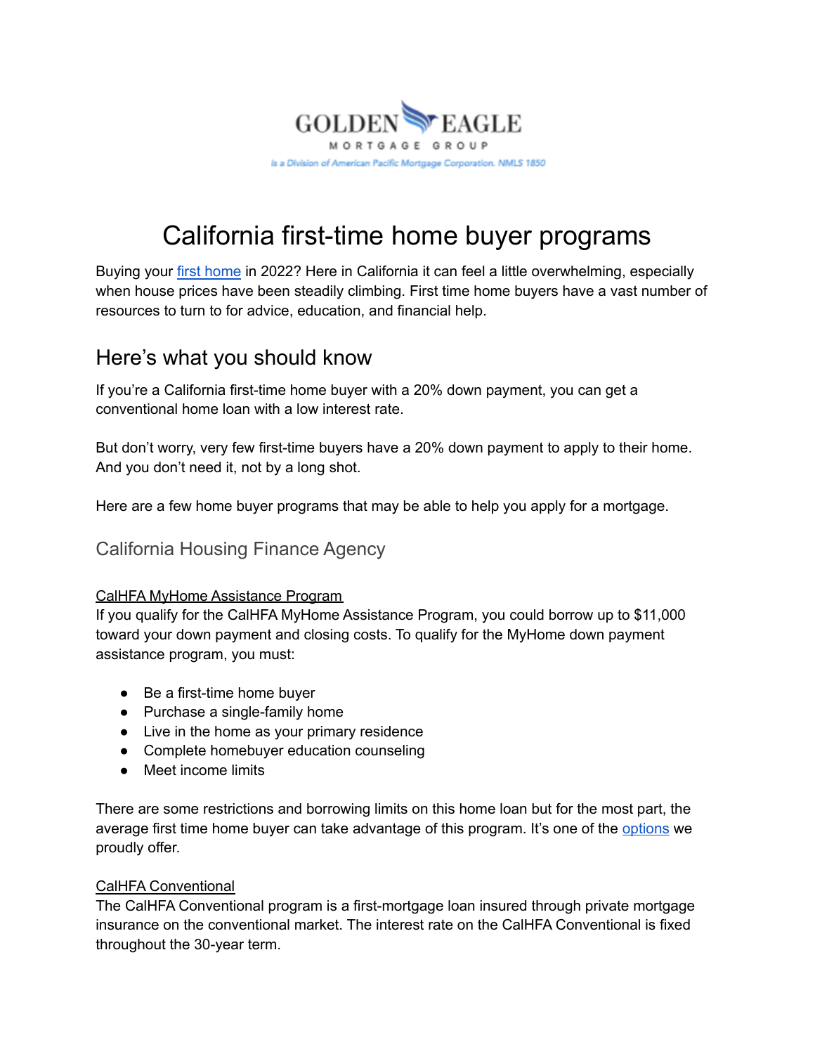GOLDEN EAGLE

MORTGAGE GROUP

Is a Division of American Pacific Mortgage Corporation. NMLS 1850

# California first-time home buyer programs

Buying your first home in 2022? Here in California it can feel a little overwhelming, especially when house prices have been steadily climbing. First time home buyers have a vast number of resources to turn to for advice, education, and financial help.

## Here's what you should know

If you're a California first-time home buyer with a 20% down payment, you can get a conventional home loan with a low interest rate.

But don't worry, very few first-time buyers have a 20% down payment to apply to their home. And you don't need it, not by a long shot.

Here are a few home buyer programs that may be able to help you apply for a mortgage.

### California Housing Finance Agency

#### CalHFA MyHome Assistance Program

If you qualify for the CalHFA MyHome Assistance Program, you could borrow up to $11,000 toward your down payment and closing costs. To qualify for the MyHome down payment assistance program, you must:

- Be a first-time home buyer
- Purchase a single-family home
- Live in the home as your primary residence
- Complete homebuyer education counseling
- Meet income limits

There are some restrictions and borrowing limits on this home loan but for the most part, the average first time home buyer can take advantage of this program. It's one of the options we proudly offer.

#### CalHFA Conventional

The CalHFA Conventional program is a first-mortgage loan insured through private mortgage insurance on the conventional market. The interest rate on the CalHFA Conventional is fixed throughout the 30-year term.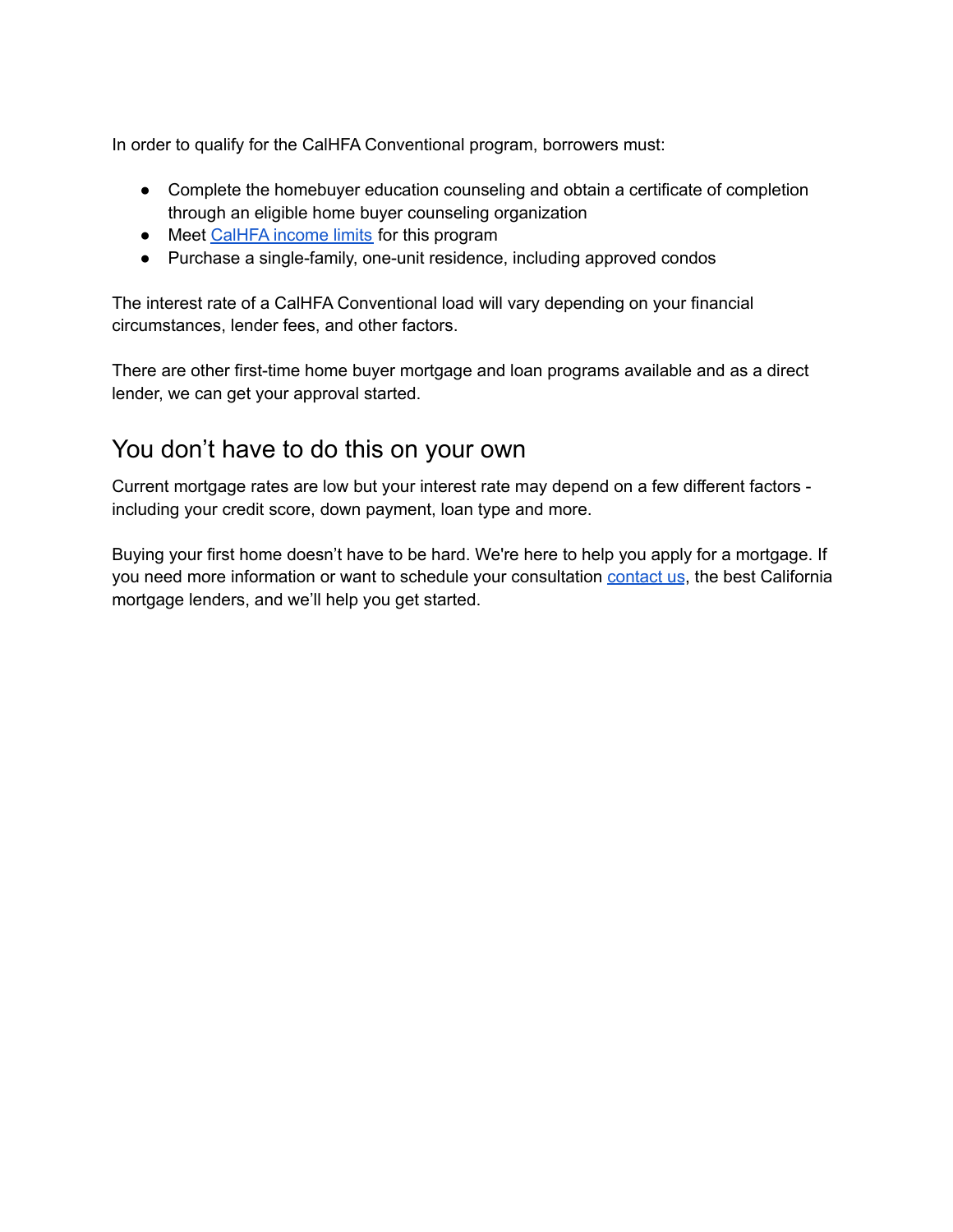In order to qualify for the CalHFA Conventional program, borrowers must:

- Complete the homebuyer education counseling and obtain a certificate of completion through an eligible home buyer counseling organization
- Meet [CalHFA income limits](#) for this program
- Purchase a single-family, one-unit residence, including approved condos

The interest rate of a CalHFA Conventional load will vary depending on your financial circumstances, lender fees, and other factors.

There are other first-time home buyer mortgage and loan programs available and as a direct lender, we can get your approval started.

## You don't have to do this on your own

Current mortgage rates are low but your interest rate may depend on a few different factors - including your credit score, down payment, loan type and more.

Buying your first home doesn't have to be hard. We're here to help you apply for a mortgage. If you need more information or want to schedule your consultation [contact us](#), the best California mortgage lenders, and we'll help you get started.